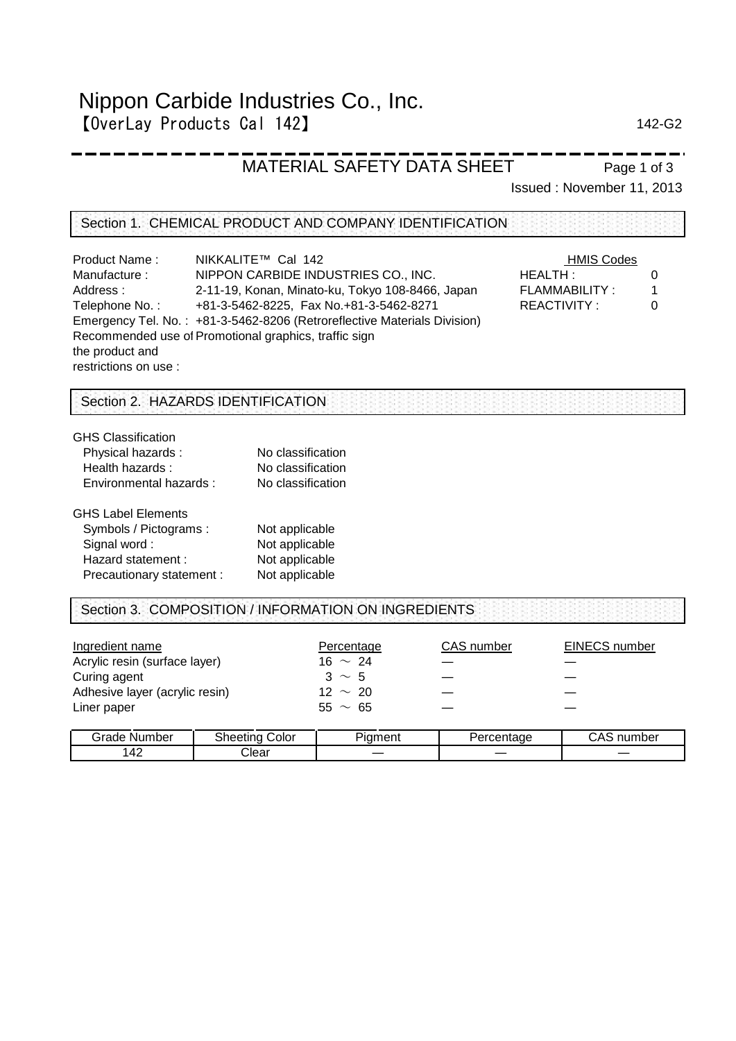# Nippon Carbide Industries Co., Inc.

【OverLay Products Cal 142】

142-G2

## MATERIAL SAFETY DATA SHEET

Issued : November 11, 2013

## Section 1. CHEMICAL PRODUCT AND COMPANY IDENTIFICATION

Product Name : NIKKALITE™ Cal 142
Manufacture : NIPPON CARBIDE INDUSTRIES CO., INC.
Address : 2-11-19, Konan, Minato-ku, Tokyo 108-8466, Japan
Telephone No. : +81-3-5462-8225, Fax No.+81-3-5462-8271
Emergency Tel. No. : +81-3-5462-8206 (Retroreflective Materials Division)
Recommended use of the product and restrictions on use : Promotional graphics, traffic sign

| HMIS Codes | |
|---|---|
| HEALTH : | 0 |
| FLAMMABILITY : | 1 |
| REACTIVITY : | 0 |

## Section 2. HAZARDS IDENTIFICATION

GHS Classification
- Physical hazards : No classification
- Health hazards : No classification
- Environmental hazards : No classification

GHS Label Elements
- Symbols / Pictograms : Not applicable
- Signal word : Not applicable
- Hazard statement : Not applicable
- Precautionary statement : Not applicable

## Section 3. COMPOSITION / INFORMATION ON INGREDIENTS

| Ingredient name | Percentage | CAS number | EINECS number |
|---|---|---|---|
| Acrylic resin (surface layer) | 16 ～ 24 | — | — |
| Curing agent | 3 ～ 5 | — | — |
| Adhesive layer (acrylic resin) | 12 ～ 20 | — | — |
| Liner paper | 55 ～ 65 | — | — |

| Grade Number | Sheeting Color | Pigment | Percentage | CAS number |
|---|---|---|---|---|
| 142 | Clear | — | — | — |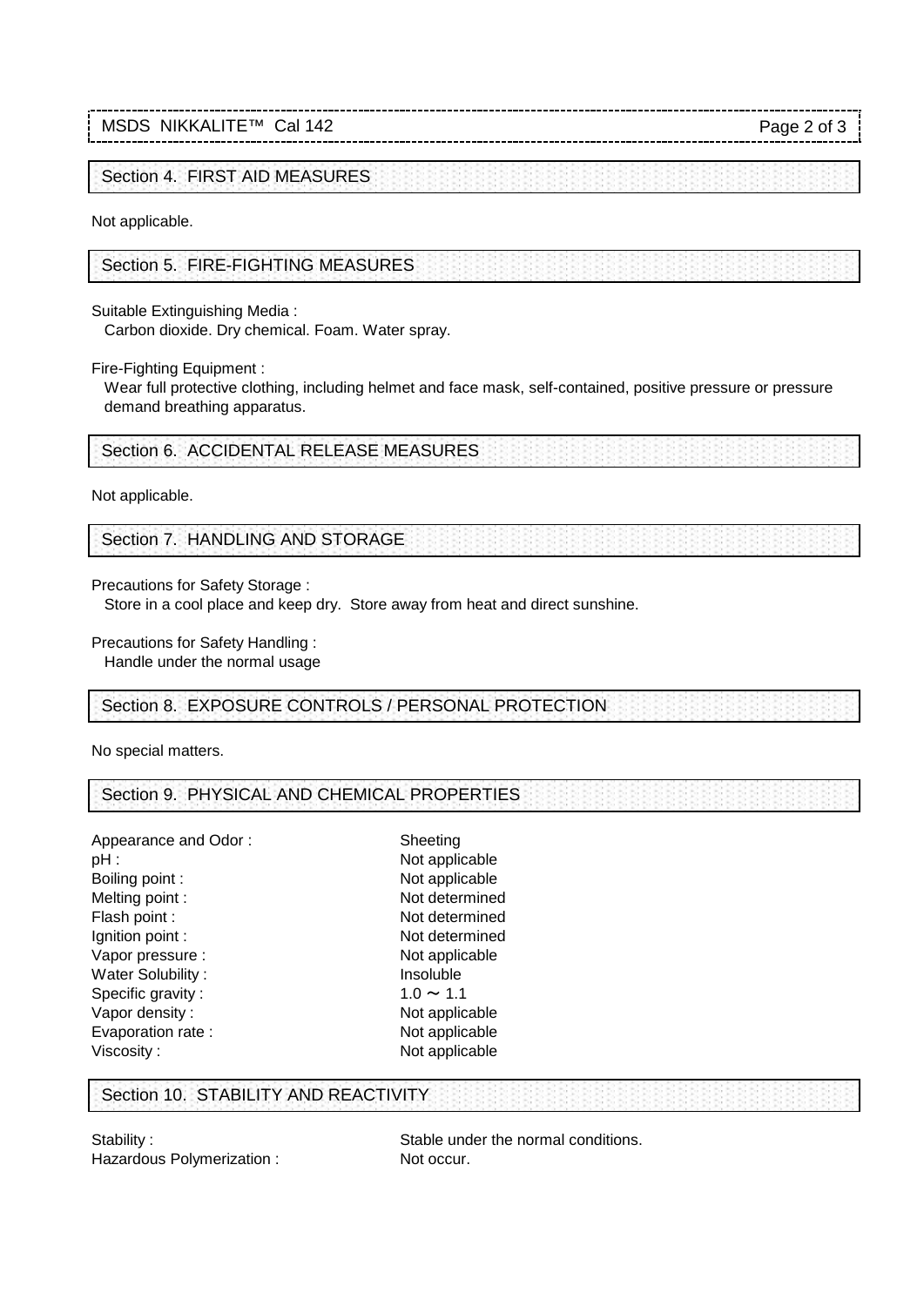## Section 4. FIRST AID MEASURES

Not applicable.

## Section 5. FIRE-FIGHTING MEASURES

Suitable Extinguishing Media :
Carbon dioxide. Dry chemical. Foam. Water spray.

Fire-Fighting Equipment :
Wear full protective clothing, including helmet and face mask, self-contained, positive pressure or pressure demand breathing apparatus.

## Section 6. ACCIDENTAL RELEASE MEASURES

Not applicable.

## Section 7. HANDLING AND STORAGE

Precautions for Safety Storage :
Store in a cool place and keep dry. Store away from heat and direct sunshine.

Precautions for Safety Handling :
Handle under the normal usage

## Section 8. EXPOSURE CONTROLS / PERSONAL PROTECTION

No special matters.

## Section 9. PHYSICAL AND CHEMICAL PROPERTIES

| Property | Value |
|---|---|
| Appearance and Odor : | Sheeting |
| pH : | Not applicable |
| Boiling point : | Not applicable |
| Melting point : | Not determined |
| Flash point : | Not determined |
| Ignition point : | Not determined |
| Vapor pressure : | Not applicable |
| Water Solubility : | Insoluble |
| Specific gravity : | 1.0 ～ 1.1 |
| Vapor density : | Not applicable |
| Evaporation rate : | Not applicable |
| Viscosity : | Not applicable |

## Section 10. STABILITY AND REACTIVITY

| Property | Value |
|---|---|
| Stability : | Stable under the normal conditions. |
| Hazardous Polymerization : | Not occur. |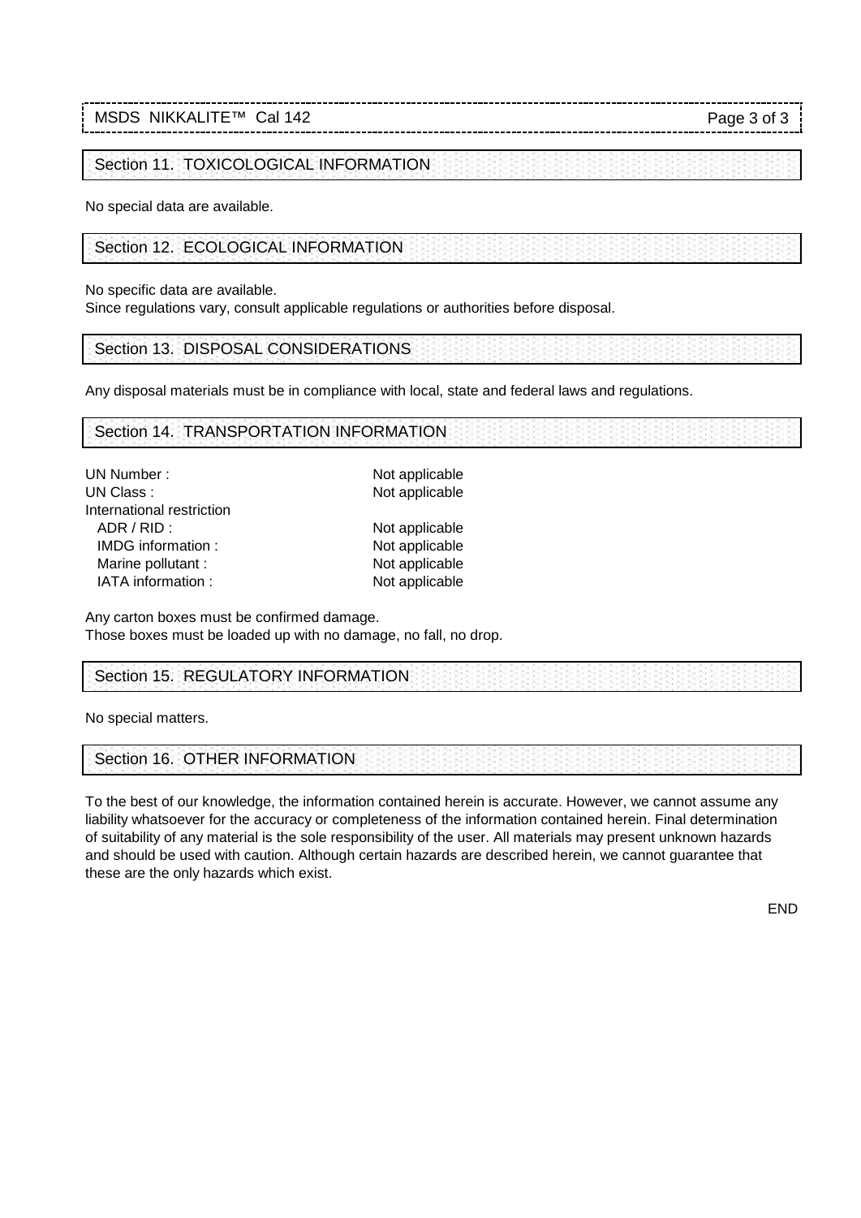## Section 11. TOXICOLOGICAL INFORMATION

No special data are available.

## Section 12. ECOLOGICAL INFORMATION

No specific data are available.
Since regulations vary, consult applicable regulations or authorities before disposal.

## Section 13. DISPOSAL CONSIDERATIONS

Any disposal materials must be in compliance with local, state and federal laws and regulations.

## Section 14. TRANSPORTATION INFORMATION

| | |
|---|---|
| UN Number : | Not applicable |
| UN Class : | Not applicable |
| International restriction | |
| ADR / RID : | Not applicable |
| IMDG information : | Not applicable |
| Marine pollutant : | Not applicable |
| IATA information : | Not applicable |

Any carton boxes must be confirmed damage.
Those boxes must be loaded up with no damage, no fall, no drop.

## Section 15. REGULATORY INFORMATION

No special matters.

## Section 16. OTHER INFORMATION

To the best of our knowledge, the information contained herein is accurate. However, we cannot assume any liability whatsoever for the accuracy or completeness of the information contained herein. Final determination of suitability of any material is the sole responsibility of the user. All materials may present unknown hazards and should be used with caution. Although certain hazards are described herein, we cannot guarantee that these are the only hazards which exist.

END